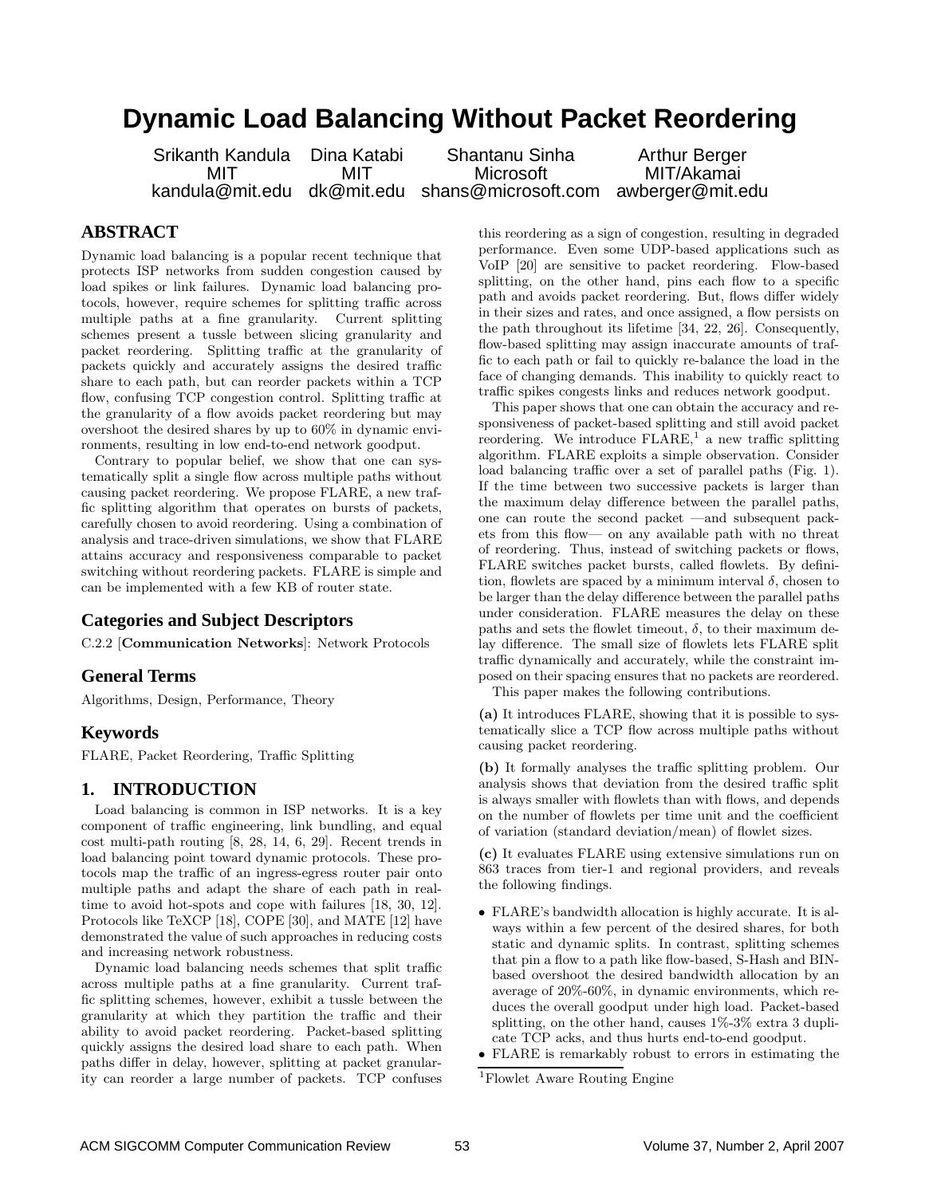# Dynamic Load Balancing Without Packet Reordering

Srikanth Kandula, MIT, kandula@mit.edu
Dina Katabi, MIT, dk@mit.edu
Shantanu Sinha, Microsoft, shans@microsoft.com
Arthur Berger, MIT/Akamai, awberger@mit.edu

## ABSTRACT

Dynamic load balancing is a popular recent technique that protects ISP networks from sudden congestion caused by load spikes or link failures. Dynamic load balancing protocols, however, require schemes for splitting traffic across multiple paths at a fine granularity. Current splitting schemes present a tussle between slicing granularity and packet reordering. Splitting traffic at the granularity of packets quickly and accurately assigns the desired traffic share to each path, but can reorder packets within a TCP flow, confusing TCP congestion control. Splitting traffic at the granularity of a flow avoids packet reordering but may overshoot the desired shares by up to 60% in dynamic environments, resulting in low end-to-end network goodput.

Contrary to popular belief, we show that one can systematically split a single flow across multiple paths without causing packet reordering. We propose FLARE, a new traffic splitting algorithm that operates on bursts of packets, carefully chosen to avoid reordering. Using a combination of analysis and trace-driven simulations, we show that FLARE attains accuracy and responsiveness comparable to packet switching without reordering packets. FLARE is simple and can be implemented with a few KB of router state.

### Categories and Subject Descriptors

C.2.2 [**Communication Networks**]: Network Protocols

### General Terms

Algorithms, Design, Performance, Theory

### Keywords

FLARE, Packet Reordering, Traffic Splitting

## 1. INTRODUCTION

Load balancing is common in ISP networks. It is a key component of traffic engineering, link bundling, and equal cost multi-path routing [8, 28, 14, 6, 29]. Recent trends in load balancing point toward dynamic protocols. These protocols map the traffic of an ingress-egress router pair onto multiple paths and adapt the share of each path in real-time to avoid hot-spots and cope with failures [18, 30, 12]. Protocols like TeXCP [18], COPE [30], and MATE [12] have demonstrated the value of such approaches in reducing costs and increasing network robustness.

Dynamic load balancing needs schemes that split traffic across multiple paths at a fine granularity. Current traffic splitting schemes, however, exhibit a tussle between the granularity at which they partition the traffic and their ability to avoid packet reordering. Packet-based splitting quickly assigns the desired load share to each path. When paths differ in delay, however, splitting at packet granularity can reorder a large number of packets. TCP confuses this reordering as a sign of congestion, resulting in degraded performance. Even some UDP-based applications such as VoIP [20] are sensitive to packet reordering. Flow-based splitting, on the other hand, pins each flow to a specific path and avoids packet reordering. But, flows differ widely in their sizes and rates, and once assigned, a flow persists on the path throughout its lifetime [34, 22, 26]. Consequently, flow-based splitting may assign inaccurate amounts of traffic to each path or fail to quickly re-balance the load in the face of changing demands. This inability to quickly react to traffic spikes congests links and reduces network goodput.

This paper shows that one can obtain the accuracy and responsiveness of packet-based splitting and still avoid packet reordering. We introduce FLARE,[1] a new traffic splitting algorithm. FLARE exploits a simple observation. Consider load balancing traffic over a set of parallel paths (Fig. 1). If the time between two successive packets is larger than the maximum delay difference between the parallel paths, one can route the second packet —and subsequent packets from this flow— on any available path with no threat of reordering. Thus, instead of switching packets or flows, FLARE switches packet bursts, called flowlets. By definition, flowlets are spaced by a minimum interval $\delta$, chosen to be larger than the delay difference between the parallel paths under consideration. FLARE measures the delay on these paths and sets the flowlet timeout, $\delta$, to their maximum delay difference. The small size of flowlets lets FLARE split traffic dynamically and accurately, while the constraint imposed on their spacing ensures that no packets are reordered.

This paper makes the following contributions.

**(a)** It introduces FLARE, showing that it is possible to systematically slice a TCP flow across multiple paths without causing packet reordering.

**(b)** It formally analyses the traffic splitting problem. Our analysis shows that deviation from the desired traffic split is always smaller with flowlets than with flows, and depends on the number of flowlets per time unit and the coefficient of variation (standard deviation/mean) of flowlet sizes.

**(c)** It evaluates FLARE using extensive simulations run on 863 traces from tier-1 and regional providers, and reveals the following findings.

- FLARE's bandwidth allocation is highly accurate. It is always within a few percent of the desired shares, for both static and dynamic splits. In contrast, splitting schemes that pin a flow to a path like flow-based, S-Hash and BIN-based overshoot the desired bandwidth allocation by an average of 20%-60%, in dynamic environments, which reduces the overall goodput under high load. Packet-based splitting, on the other hand, causes 1%-3% extra 3 duplicate TCP acks, and thus hurts end-to-end goodput.
- FLARE is remarkably robust to errors in estimating the

[1] Flowlet Aware Routing Engine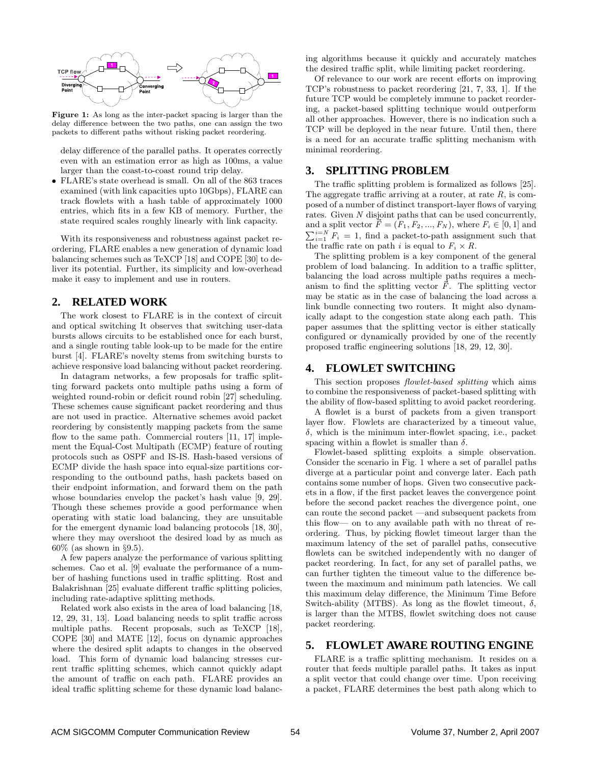**Figure 1:** As long as the inter-packet spacing is larger than the delay difference between the two paths, one can assign the two packets to different paths without risking packet reordering.

delay difference of the parallel paths. It operates correctly even with an estimation error as high as 100ms, a value larger than the coast-to-coast round trip delay.

- FLARE's state overhead is small. On all of the 863 traces examined (with link capacities upto 10Gbps), FLARE can track flowlets with a hash table of approximately 1000 entries, which fits in a few KB of memory. Further, the state required scales roughly linearly with link capacity.

With its responsiveness and robustness against packet reordering, FLARE enables a new generation of dynamic load balancing schemes such as TeXCP [18] and COPE [30] to deliver its potential. Further, its simplicity and low-overhead make it easy to implement and use in routers.

## 2. RELATED WORK

The work closest to FLARE is in the context of circuit and optical switching It observes that switching user-data bursts allows circuits to be established once for each burst, and a single routing table look-up to be made for the entire burst [4]. FLARE's novelty stems from switching bursts to achieve responsive load balancing without packet reordering.

In datagram networks, a few proposals for traffic splitting forward packets onto multiple paths using a form of weighted round-robin or deficit round robin [27] scheduling. These schemes cause significant packet reordering and thus are not used in practice. Alternative schemes avoid packet reordering by consistently mapping packets from the same flow to the same path. Commercial routers [11, 17] implement the Equal-Cost Multipath (ECMP) feature of routing protocols such as OSPF and IS-IS. Hash-based versions of ECMP divide the hash space into equal-size partitions corresponding to the outbound paths, hash packets based on their endpoint information, and forward them on the path whose boundaries envelop the packet's hash value [9, 29]. Though these schemes provide a good performance when operating with static load balancing, they are unsuitable for the emergent dynamic load balancing protocols [18, 30], where they may overshoot the desired load by as much as 60% (as shown in §9.5).

A few papers analyze the performance of various splitting schemes. Cao et al. [9] evaluate the performance of a number of hashing functions used in traffic splitting. Rost and Balakrishnan [25] evaluate different traffic splitting policies, including rate-adaptive splitting methods.

Related work also exists in the area of load balancing [18, 12, 29, 31, 13]. Load balancing needs to split traffic across multiple paths. Recent proposals, such as TeXCP [18], COPE [30] and MATE [12], focus on dynamic approaches where the desired split adapts to changes in the observed load. This form of dynamic load balancing stresses current traffic splitting schemes, which cannot quickly adapt the amount of traffic on each path. FLARE provides an ideal traffic splitting scheme for these dynamic load balancing algorithms because it quickly and accurately matches the desired traffic split, while limiting packet reordering.

Of relevance to our work are recent efforts on improving TCP's robustness to packet reordering [21, 7, 33, 1]. If the future TCP would be completely immune to packet reordering, a packet-based splitting technique would outperform all other approaches. However, there is no indication such a TCP will be deployed in the near future. Until then, there is a need for an accurate traffic splitting mechanism with minimal reordering.

## 3. SPLITTING PROBLEM

The traffic splitting problem is formalized as follows [25]. The aggregate traffic arriving at a router, at rate $R$, is composed of a number of distinct transport-layer flows of varying rates. Given $N$ disjoint paths that can be used concurrently, and a split vector $\vec{F} = (F_1, F_2, ..., F_N)$, where $F_i \in [0, 1]$ and $\sum_{i=1}^{i=N} F_i = 1$, find a packet-to-path assignment such that the traffic rate on path $i$ is equal to $F_i \times R$.

The splitting problem is a key component of the general problem of load balancing. In addition to a traffic splitter, balancing the load across multiple paths requires a mechanism to find the splitting vector $\vec{F}$. The splitting vector may be static as in the case of balancing the load across a link bundle connecting two routers. It might also dynamically adapt to the congestion state along each path. This paper assumes that the splitting vector is either statically configured or dynamically provided by one of the recently proposed traffic engineering solutions [18, 29, 12, 30].

## 4. FLOWLET SWITCHING

This section proposes *flowlet-based splitting* which aims to combine the responsiveness of packet-based splitting with the ability of flow-based splitting to avoid packet reordering.

A flowlet is a burst of packets from a given transport layer flow. Flowlets are characterized by a timeout value, $\delta$, which is the minimum inter-flowlet spacing, i.e., packet spacing within a flowlet is smaller than $\delta$.

Flowlet-based splitting exploits a simple observation. Consider the scenario in Fig. 1 where a set of parallel paths diverge at a particular point and converge later. Each path contains some number of hops. Given two consecutive packets in a flow, if the first packet leaves the convergence point before the second packet reaches the divergence point, one can route the second packet —and subsequent packets from this flow— on to any available path with no threat of reordering. Thus, by picking flowlet timeout larger than the maximum latency of the set of parallel paths, consecutive flowlets can be switched independently with no danger of packet reordering. In fact, for any set of parallel paths, we can further tighten the timeout value to the difference between the maximum and minimum path latencies. We call this maximum delay difference, the Minimum Time Before Switch-ability (MTBS). As long as the flowlet timeout, $\delta$, is larger than the MTBS, flowlet switching does not cause packet reordering.

## 5. FLOWLET AWARE ROUTING ENGINE

FLARE is a traffic splitting mechanism. It resides on a router that feeds multiple parallel paths. It takes as input a split vector that could change over time. Upon receiving a packet, FLARE determines the best path along which to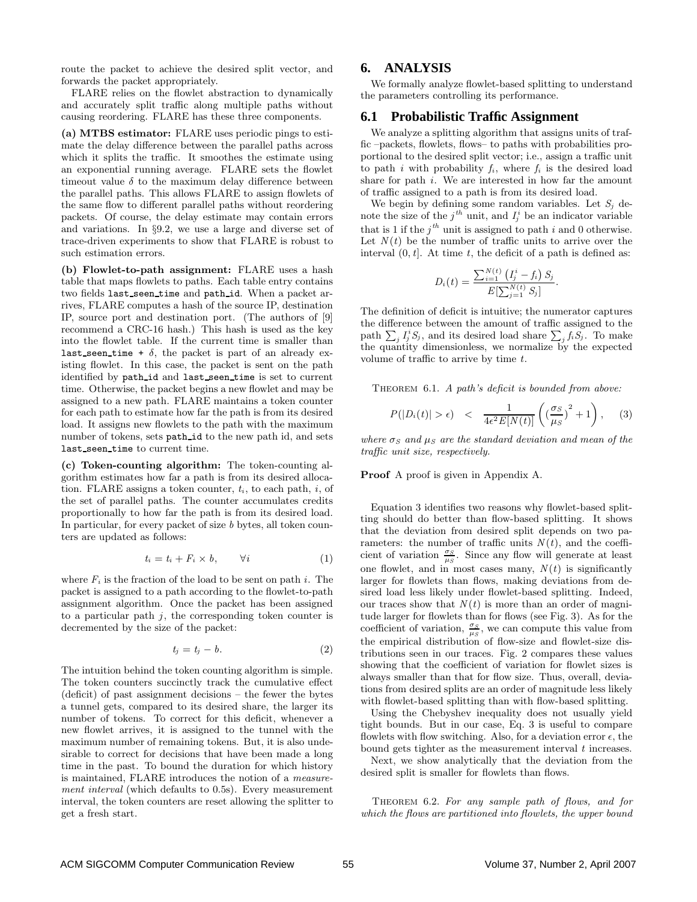route the packet to achieve the desired split vector, and forwards the packet appropriately.

FLARE relies on the flowlet abstraction to dynamically and accurately split traffic along multiple paths without causing reordering. FLARE has these three components.

**(a) MTBS estimator:** FLARE uses periodic pings to estimate the delay difference between the parallel paths across which it splits the traffic. It smoothes the estimate using an exponential running average. FLARE sets the flowlet timeout value $\delta$ to the maximum delay difference between the parallel paths. This allows FLARE to assign flowlets of the same flow to different parallel paths without reordering packets. Of course, the delay estimate may contain errors and variations. In §9.2, we use a large and diverse set of trace-driven experiments to show that FLARE is robust to such estimation errors.

**(b) Flowlet-to-path assignment:** FLARE uses a hash table that maps flowlets to paths. Each table entry contains two fields `last_seen_time` and `path_id`. When a packet arrives, FLARE computes a hash of the source IP, destination IP, source port and destination port. (The authors of [9] recommend a CRC-16 hash.) This hash is used as the key into the flowlet table. If the current time is smaller than `last_seen_time + δ`, the packet is part of an already existing flowlet. In this case, the packet is sent on the path identified by `path_id` and `last_seen_time` is set to current time. Otherwise, the packet begins a new flowlet and may be assigned to a new path. FLARE maintains a token counter for each path to estimate how far the path is from its desired load. It assigns new flowlets to the path with the maximum number of tokens, sets `path_id` to the new path id, and sets `last_seen_time` to current time.

**(c) Token-counting algorithm:** The token-counting algorithm estimates how far a path is from its desired allocation. FLARE assigns a token counter, $t_i$, to each path, $i$, of the set of parallel paths. The counter accumulates credits proportionally to how far the path is from its desired load. In particular, for every packet of size $b$ bytes, all token counters are updated as follows:

$$t_i = t_i + F_i \times b, \qquad \forall i \tag{1}$$

where $F_i$ is the fraction of the load to be sent on path $i$. The packet is assigned to a path according to the flowlet-to-path assignment algorithm. Once the packet has been assigned to a particular path $j$, the corresponding token counter is decremented by the size of the packet:

$$t_j = t_j - b. \tag{2}$$

The intuition behind the token counting algorithm is simple. The token counters succinctly track the cumulative effect (deficit) of past assignment decisions – the fewer the bytes a tunnel gets, compared to its desired share, the larger its number of tokens. To correct for this deficit, whenever a new flowlet arrives, it is assigned to the tunnel with the maximum number of remaining tokens. But, it is also undesirable to correct for decisions that have been made a long time in the past. To bound the duration for which history is maintained, FLARE introduces the notion of a *measurement interval* (which defaults to 0.5s). Every measurement interval, the token counters are reset allowing the splitter to get a fresh start.

# 6. ANALYSIS

We formally analyze flowlet-based splitting to understand the parameters controlling its performance.

## 6.1 Probabilistic Traffic Assignment

We analyze a splitting algorithm that assigns units of traffic –packets, flowlets, flows– to paths with probabilities proportional to the desired split vector; i.e., assign a traffic unit to path $i$ with probability $f_i$, where $f_i$ is the desired load share for path $i$. We are interested in how far the amount of traffic assigned to a path is from its desired load.

We begin by defining some random variables. Let $S_j$ denote the size of the $j^{th}$ unit, and $I_j^i$ be an indicator variable that is 1 if the $j^{th}$ unit is assigned to path $i$ and 0 otherwise. Let $N(t)$ be the number of traffic units to arrive over the interval $(0, t]$. At time $t$, the deficit of a path is defined as:

$$D_i(t) = \frac{\sum_{i=1}^{N(t)} \left(I_j^i - f_i\right) S_j}{E[\sum_{j=1}^{N(t)} S_j]}.$$

The definition of deficit is intuitive; the numerator captures the difference between the amount of traffic assigned to the path $\sum_j I_j^i S_j$, and its desired load share $\sum_j f_i S_j$. To make the quantity dimensionless, we normalize by the expected volume of traffic to arrive by time $t$.

THEOREM 6.1. *A path's deficit is bounded from above:*

$$P(|D_i(t)| > \epsilon) \quad < \quad \frac{1}{4\epsilon^2 E[N(t)]} \left( (\frac{\sigma_S}{\mu_S})^2 + 1 \right), \tag{3}$$

*where $\sigma_S$ and $\mu_S$ are the standard deviation and mean of the traffic unit size, respectively.*

**Proof** A proof is given in Appendix A.

Equation 3 identifies two reasons why flowlet-based splitting should do better than flow-based splitting. It shows that the deviation from desired split depends on two parameters: the number of traffic units $N(t)$, and the coefficient of variation $\frac{\sigma_S}{\mu_S}$. Since any flow will generate at least one flowlet, and in most cases many, $N(t)$ is significantly larger for flowlets than flows, making deviations from desired load less likely under flowlet-based splitting. Indeed, our traces show that $N(t)$ is more than an order of magnitude larger for flowlets than for flows (see Fig. 3). As for the coefficient of variation, $\frac{\sigma_S}{\mu_S}$, we can compute this value from the empirical distribution of flow-size and flowlet-size distributions seen in our traces. Fig. 2 compares these values showing that the coefficient of variation for flowlet sizes is always smaller than that for flow size. Thus, overall, deviations from desired splits are an order of magnitude less likely with flowlet-based splitting than with flow-based splitting.

Using the Chebyshev inequality does not usually yield tight bounds. But in our case, Eq. 3 is useful to compare flowlets with flow switching. Also, for a deviation error $\epsilon$, the bound gets tighter as the measurement interval $t$ increases.

Next, we show analytically that the deviation from the desired split is smaller for flowlets than flows.

THEOREM 6.2. *For any sample path of flows, and for which the flows are partitioned into flowlets, the upper bound*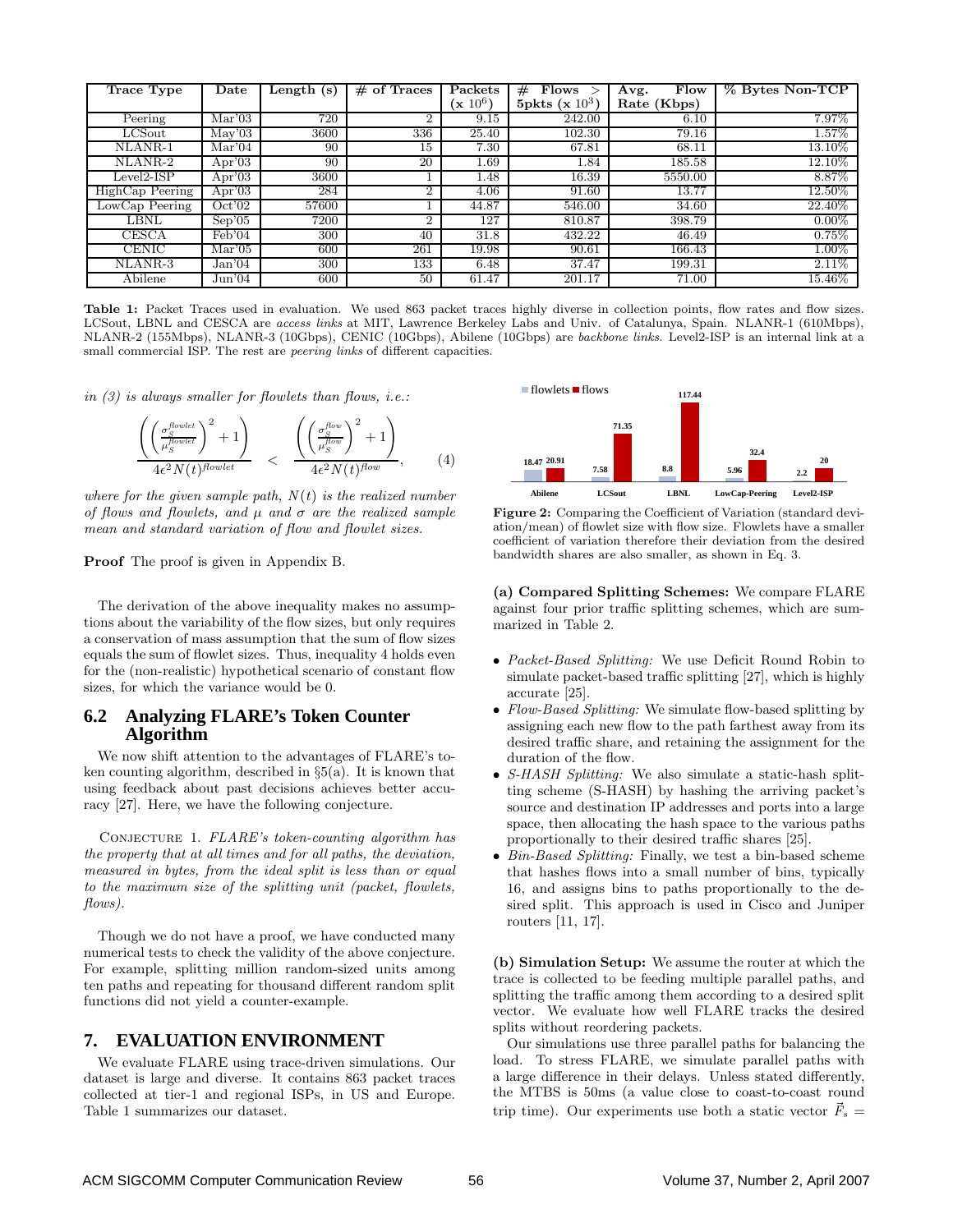| Trace Type | Date | Length (s) | # of Traces | Packets (x $10^6$) | # Flows > 5pkts (x $10^3$) | Avg. Flow Rate (Kbps) | % Bytes Non-TCP |
|---|---|---|---|---|---|---|---|
| Peering | Mar'03 | 720 | 2 | 9.15 | 242.00 | 6.10 | 7.97% |
| LCSout | May'03 | 3600 | 336 | 25.40 | 102.30 | 79.16 | 1.57% |
| NLANR-1 | Mar'04 | 90 | 15 | 7.30 | 67.81 | 68.11 | 13.10% |
| NLANR-2 | Apr'03 | 90 | 20 | 1.69 | 1.84 | 185.58 | 12.10% |
| Level2-ISP | Apr'03 | 3600 | 1 | 1.48 | 16.39 | 5550.00 | 8.87% |
| HighCap Peering | Apr'03 | 284 | 2 | 4.06 | 91.60 | 13.77 | 12.50% |
| LowCap Peering | Oct'02 | 57600 | 1 | 44.87 | 546.00 | 34.60 | 22.40% |
| LBNL | Sep'05 | 7200 | 2 | 127 | 810.87 | 398.79 | 0.00% |
| CESCA | Feb'04 | 300 | 40 | 31.8 | 432.22 | 46.49 | 0.75% |
| CENIC | Mar'05 | 600 | 261 | 19.98 | 90.61 | 166.43 | 1.00% |
| NLANR-3 | Jan'04 | 300 | 133 | 6.48 | 37.47 | 199.31 | 2.11% |
| Abilene | Jun'04 | 600 | 50 | 61.47 | 201.17 | 71.00 | 15.46% |

**Table 1:** Packet Traces used in evaluation. We used 863 packet traces highly diverse in collection points, flow rates and flow sizes. LCSout, LBNL and CESCA are *access links* at MIT, Lawrence Berkeley Labs and Univ. of Catalunya, Spain. NLANR-1 (610Mbps), NLANR-2 (155Mbps), NLANR-3 (10Gbps), CENIC (10Gbps), Abilene (10Gbps) are *backbone links*. Level2-ISP is an internal link at a small commercial ISP. The rest are *peering links* of different capacities.

*in (3) is always smaller for flowlets than flows, i.e.:*

$$\frac{\left(\left(\frac{\sigma_S^{flowlet}}{\mu_S^{flowlet}}\right)^2+1\right)}{4\epsilon^2 N(t)^{flowlet}} < \frac{\left(\left(\frac{\sigma_S^{flow}}{\mu_S^{flow}}\right)^2+1\right)}{4\epsilon^2 N(t)^{flow}}, \qquad (4)$$

*where for the given sample path, $N(t)$ is the realized number of flows and flowlets, and $\mu$ and $\sigma$ are the realized sample mean and standard variation of flow and flowlet sizes.*

**Proof** The proof is given in Appendix B.

The derivation of the above inequality makes no assumptions about the variability of the flow sizes, but only requires a conservation of mass assumption that the sum of flow sizes equals the sum of flowlet sizes. Thus, inequality 4 holds even for the (non-realistic) hypothetical scenario of constant flow sizes, for which the variance would be 0.

## 6.2 Analyzing FLARE's Token Counter Algorithm

We now shift attention to the advantages of FLARE's token counting algorithm, described in §5(a). It is known that using feedback about past decisions achieves better accuracy [27]. Here, we have the following conjecture.

Conjecture 1. *FLARE's token-counting algorithm has the property that at all times and for all paths, the deviation, measured in bytes, from the ideal split is less than or equal to the maximum size of the splitting unit (packet, flowlets, flows).*

Though we do not have a proof, we have conducted many numerical tests to check the validity of the above conjecture. For example, splitting million random-sized units among ten paths and repeating for thousand different random split functions did not yield a counter-example.

# 7. EVALUATION ENVIRONMENT

We evaluate FLARE using trace-driven simulations. Our dataset is large and diverse. It contains 863 packet traces collected at tier-1 and regional ISPs, in US and Europe. Table 1 summarizes our dataset.

| | Abilene | LCSout | LBNL | LowCap-Peering | Level2-ISP |
|---|---|---|---|---|---|
| flowlets | 18.47 | 7.58 | 8.8 | 5.96 | 2.2 |
| flows | 20.91 | 71.35 | 117.44 | 32.4 | 20 |

**Figure 2:** Comparing the Coefficient of Variation (standard deviation/mean) of flowlet size with flow size. Flowlets have a smaller coefficient of variation therefore their deviation from the desired bandwidth shares are also smaller, as shown in Eq. 3.

**(a) Compared Splitting Schemes:** We compare FLARE against four prior traffic splitting schemes, which are summarized in Table 2.

- *Packet-Based Splitting:* We use Deficit Round Robin to simulate packet-based traffic splitting [27], which is highly accurate [25].
- *Flow-Based Splitting:* We simulate flow-based splitting by assigning each new flow to the path farthest away from its desired traffic share, and retaining the assignment for the duration of the flow.
- *S-HASH Splitting:* We also simulate a static-hash splitting scheme (S-HASH) by hashing the arriving packet's source and destination IP addresses and ports into a large space, then allocating the hash space to the various paths proportionally to their desired traffic shares [25].
- *Bin-Based Splitting:* Finally, we test a bin-based scheme that hashes flows into a small number of bins, typically 16, and assigns bins to paths proportionally to the desired split. This approach is used in Cisco and Juniper routers [11, 17].

**(b) Simulation Setup:** We assume the router at which the trace is collected to be feeding multiple parallel paths, and splitting the traffic among them according to a desired split vector. We evaluate how well FLARE tracks the desired splits without reordering packets.

Our simulations use three parallel paths for balancing the load. To stress FLARE, we simulate parallel paths with a large difference in their delays. Unless stated differently, the MTBS is 50ms (a value close to coast-to-coast round trip time). Our experiments use both a static vector $\vec{F}_s =$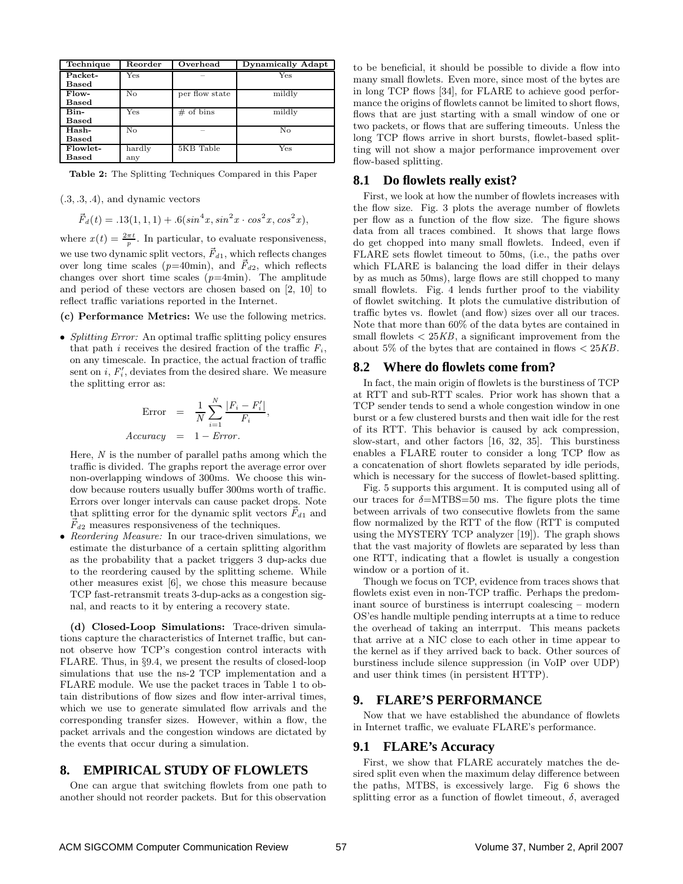| Technique | Reorder | Overhead | Dynamically Adapt |
|---|---|---|---|
| Packet-Based | Yes | – | Yes |
| Flow-Based | No | per flow state | mildly |
| Bin-Based | Yes | # of bins | mildly |
| Hash-Based | No | – | No |
| Flowlet-Based | hardly any | 5KB Table | Yes |

**Table 2:** The Splitting Techniques Compared in this Paper

(.3, .3, .4), and dynamic vectors

$$\vec{F}_d(t) = .13(1, 1, 1) + .6(\sin^4 x, \sin^2 x \cdot \cos^2 x, \cos^2 x),$$

where $x(t) = \frac{2\pi t}{p}$. In particular, to evaluate responsiveness, we use two dynamic split vectors, $\vec{F}_{d1}$, which reflects changes over long time scales ($p$=40min), and $\vec{F}_{d2}$, which reflects changes over short time scales ($p$=4min). The amplitude and period of these vectors are chosen based on [2, 10] to reflect traffic variations reported in the Internet.

**(c) Performance Metrics:** We use the following metrics.

- *Splitting Error:* An optimal traffic splitting policy ensures that path $i$ receives the desired fraction of the traffic $F_i$, on any timescale. In practice, the actual fraction of traffic sent on $i$, $F'_i$, deviates from the desired share. We measure the splitting error as:

$$\text{Error} = \frac{1}{N}\sum_{i=1}^{N}\frac{|F_i - F'_i|}{F_i},$$

$$Accuracy = 1 - Error.$$

  Here, $N$ is the number of parallel paths among which the traffic is divided. The graphs report the average error over non-overlapping windows of 300ms. We choose this window because routers usually buffer 300ms worth of traffic. Errors over longer intervals can cause packet drops. Note that splitting error for the dynamic split vectors $\vec{F}_{d1}$ and $\vec{F}_{d2}$ measures responsiveness of the techniques.
- *Reordering Measure:* In our trace-driven simulations, we estimate the disturbance of a certain splitting algorithm as the probability that a packet triggers 3 dup-acks due to the reordering caused by the splitting scheme. While other measures exist [6], we chose this measure because TCP fast-retransmit treats 3-dup-acks as a congestion signal, and reacts to it by entering a recovery state.

**(d) Closed-Loop Simulations:** Trace-driven simulations capture the characteristics of Internet traffic, but cannot observe how TCP's congestion control interacts with FLARE. Thus, in §9.4, we present the results of closed-loop simulations that use the ns-2 TCP implementation and a FLARE module. We use the packet traces in Table 1 to obtain distributions of flow sizes and flow inter-arrival times, which we use to generate simulated flow arrivals and the corresponding transfer sizes. However, within a flow, the packet arrivals and the congestion windows are dictated by the events that occur during a simulation.

## 8. EMPIRICAL STUDY OF FLOWLETS

One can argue that switching flowlets from one path to another should not reorder packets. But for this observation to be beneficial, it should be possible to divide a flow into many small flowlets. Even more, since most of the bytes are in long TCP flows [34], for FLARE to achieve good performance the origins of flowlets cannot be limited to short flows, flows that are just starting with a small window of one or two packets, or flows that are suffering timeouts. Unless the long TCP flows arrive in short bursts, flowlet-based splitting will not show a major performance improvement over flow-based splitting.

### 8.1 Do flowlets really exist?

First, we look at how the number of flowlets increases with the flow size. Fig. 3 plots the average number of flowlets per flow as a function of the flow size. The figure shows data from all traces combined. It shows that large flows do get chopped into many small flowlets. Indeed, even if FLARE sets flowlet timeout to 50ms, (i.e., the paths over which FLARE is balancing the load differ in their delays by as much as 50ms), large flows are still chopped to many small flowlets. Fig. 4 lends further proof to the viability of flowlet switching. It plots the cumulative distribution of traffic bytes vs. flowlet (and flow) sizes over all our traces. Note that more than 60% of the data bytes are contained in small flowlets $< 25KB$, a significant improvement from the about 5% of the bytes that are contained in flows $< 25KB$.

### 8.2 Where do flowlets come from?

In fact, the main origin of flowlets is the burstiness of TCP at RTT and sub-RTT scales. Prior work has shown that a TCP sender tends to send a whole congestion window in one burst or a few clustered bursts and then wait idle for the rest of its RTT. This behavior is caused by ack compression, slow-start, and other factors [16, 32, 35]. This burstiness enables a FLARE router to consider a long TCP flow as a concatenation of short flowlets separated by idle periods, which is necessary for the success of flowlet-based splitting.

Fig. 5 supports this argument. It is computed using all of our traces for $\delta$=MTBS=50 ms. The figure plots the time between arrivals of two consecutive flowlets from the same flow normalized by the RTT of the flow (RTT is computed using the MYSTERY TCP analyzer [19]). The graph shows that the vast majority of flowlets are separated by less than one RTT, indicating that a flowlet is usually a congestion window or a portion of it.

Though we focus on TCP, evidence from traces shows that flowlets exist even in non-TCP traffic. Perhaps the predominant source of burstiness is interrupt coalescing – modern OS'es handle multiple pending interrupts at a time to reduce the overhead of taking an interrput. This means packets that arrive at a NIC close to each other in time appear to the kernel as if they arrived back to back. Other sources of burstiness include silence suppression (in VoIP over UDP) and user think times (in persistent HTTP).

## 9. FLARE'S PERFORMANCE

Now that we have established the abundance of flowlets in Internet traffic, we evaluate FLARE's performance.

### 9.1 FLARE's Accuracy

First, we show that FLARE accurately matches the desired split even when the maximum delay difference between the paths, MTBS, is excessively large. Fig 6 shows the splitting error as a function of flowlet timeout, $\delta$, averaged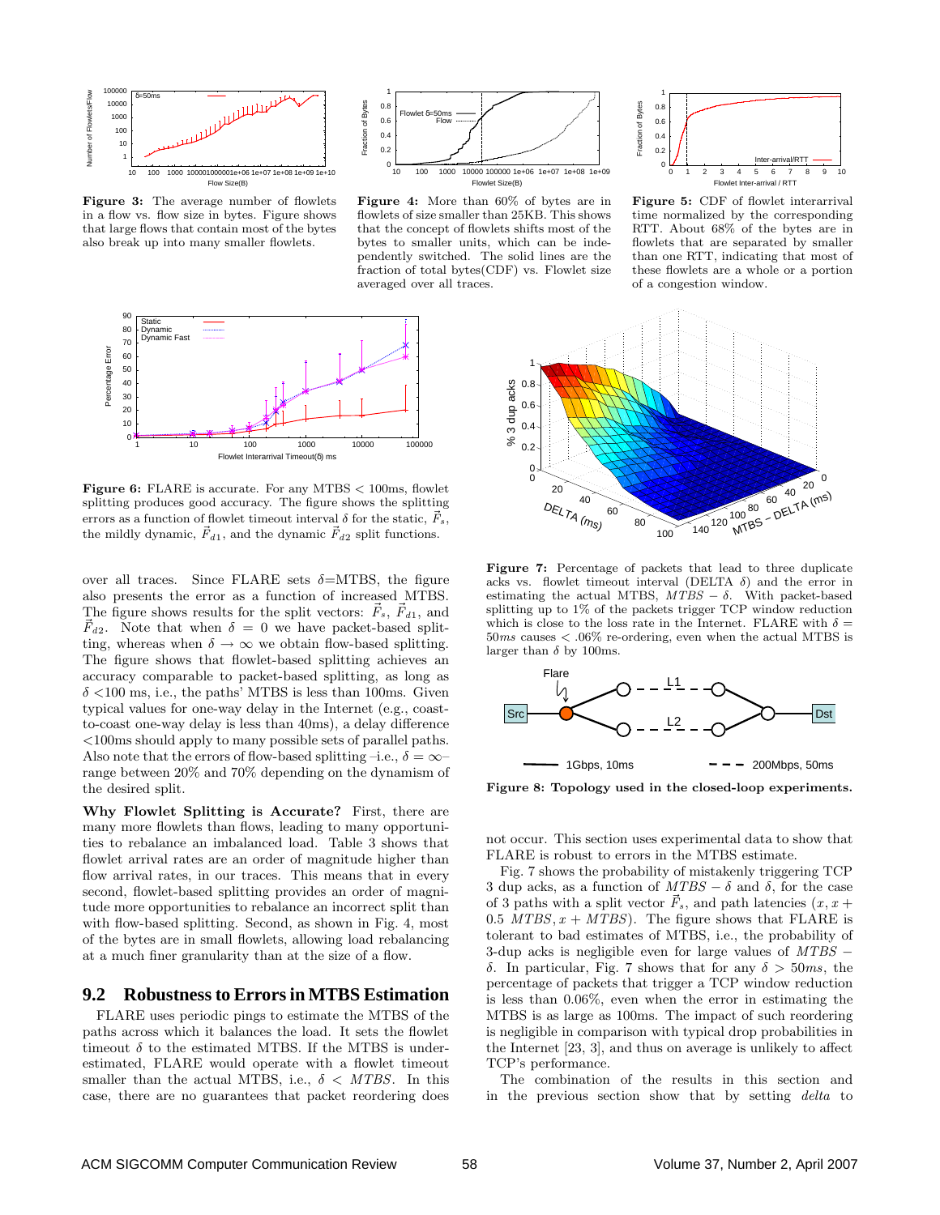**Figure 3:** The average number of flowlets in a flow vs. flow size in bytes. Figure shows that large flows that contain most of the bytes also break up into many smaller flowlets.

**Figure 4:** More than 60% of bytes are in flowlets of size smaller than 25KB. This shows that the concept of flowlets shifts most of the bytes to smaller units, which can be independently switched. The solid lines are the fraction of total bytes(CDF) vs. Flowlet size averaged over all traces.

**Figure 5:** CDF of flowlet interarrival time normalized by the corresponding RTT. About 68% of the bytes are in flowlets that are separated by smaller than one RTT, indicating that most of these flowlets are a whole or a portion of a congestion window.

**Figure 6:** FLARE is accurate. For any MTBS < 100ms, flowlet splitting produces good accuracy. The figure shows the splitting errors as a function of flowlet timeout interval $\delta$ for the static, $\vec{F}_s$, the mildly dynamic, $\vec{F}_{d1}$, and the dynamic $\vec{F}_{d2}$ split functions.

over all traces. Since FLARE sets $\delta$=MTBS, the figure also presents the error as a function of increased MTBS. The figure shows results for the split vectors: $\vec{F}_s$, $\vec{F}_{d1}$, and $\vec{F}_{d2}$. Note that when $\delta = 0$ we have packet-based splitting, whereas when $\delta \to \infty$ we obtain flow-based splitting. The figure shows that flowlet-based splitting achieves an accuracy comparable to packet-based splitting, as long as $\delta$ <100 ms, i.e., the paths' MTBS is less than 100ms. Given typical values for one-way delay in the Internet (e.g., coast-to-coast one-way delay is less than 40ms), a delay difference <100ms should apply to many possible sets of parallel paths. Also note that the errors of flow-based splitting –i.e., $\delta = \infty$– range between 20% and 70% depending on the dynamism of the desired split.

**Why Flowlet Splitting is Accurate?** First, there are many more flowlets than flows, leading to many opportunities to rebalance an imbalanced load. Table 3 shows that flowlet arrival rates are an order of magnitude higher than flow arrival rates, in our traces. This means that in every second, flowlet-based splitting provides an order of magnitude more opportunities to rebalance an incorrect split than with flow-based splitting. Second, as shown in Fig. 4, most of the bytes are in small flowlets, allowing load rebalancing at a much finer granularity than at the size of a flow.

## 9.2 Robustness to Errors in MTBS Estimation

FLARE uses periodic pings to estimate the MTBS of the paths across which it balances the load. It sets the flowlet timeout $\delta$ to the estimated MTBS. If the MTBS is underestimated, FLARE would operate with a flowlet timeout smaller than the actual MTBS, i.e., $\delta < MTBS$. In this case, there are no guarantees that packet reordering does

**Figure 7:** Percentage of packets that lead to three duplicate acks vs. flowlet timeout interval (DELTA $\delta$) and the error in estimating the actual MTBS, $MTBS - \delta$. With packet-based splitting up to 1% of the packets trigger TCP window reduction which is close to the loss rate in the Internet. FLARE with $\delta$ = $50ms$ causes < .06% re-ordering, even when the actual MTBS is larger than $\delta$ by 100ms.

**Figure 8: Topology used in the closed-loop experiments.**

not occur. This section uses experimental data to show that FLARE is robust to errors in the MTBS estimate.

Fig. 7 shows the probability of mistakenly triggering TCP 3 dup acks, as a function of $MTBS - \delta$ and $\delta$, for the case of 3 paths with a split vector $\vec{F}_s$, and path latencies $(x, x + 0.5\ MTBS, x + MTBS)$. The figure shows that FLARE is tolerant to bad estimates of MTBS, i.e., the probability of 3-dup acks is negligible even for large values of $MTBS - \delta$. In particular, Fig. 7 shows that for any $\delta > 50ms$, the percentage of packets that trigger a TCP window reduction is less than 0.06%, even when the error in estimating the MTBS is as large as 100ms. The impact of such reordering is negligible in comparison with typical drop probabilities in the Internet [23, 3], and thus on average is unlikely to affect TCP's performance.

The combination of the results in this section and in the previous section show that by setting *delta* to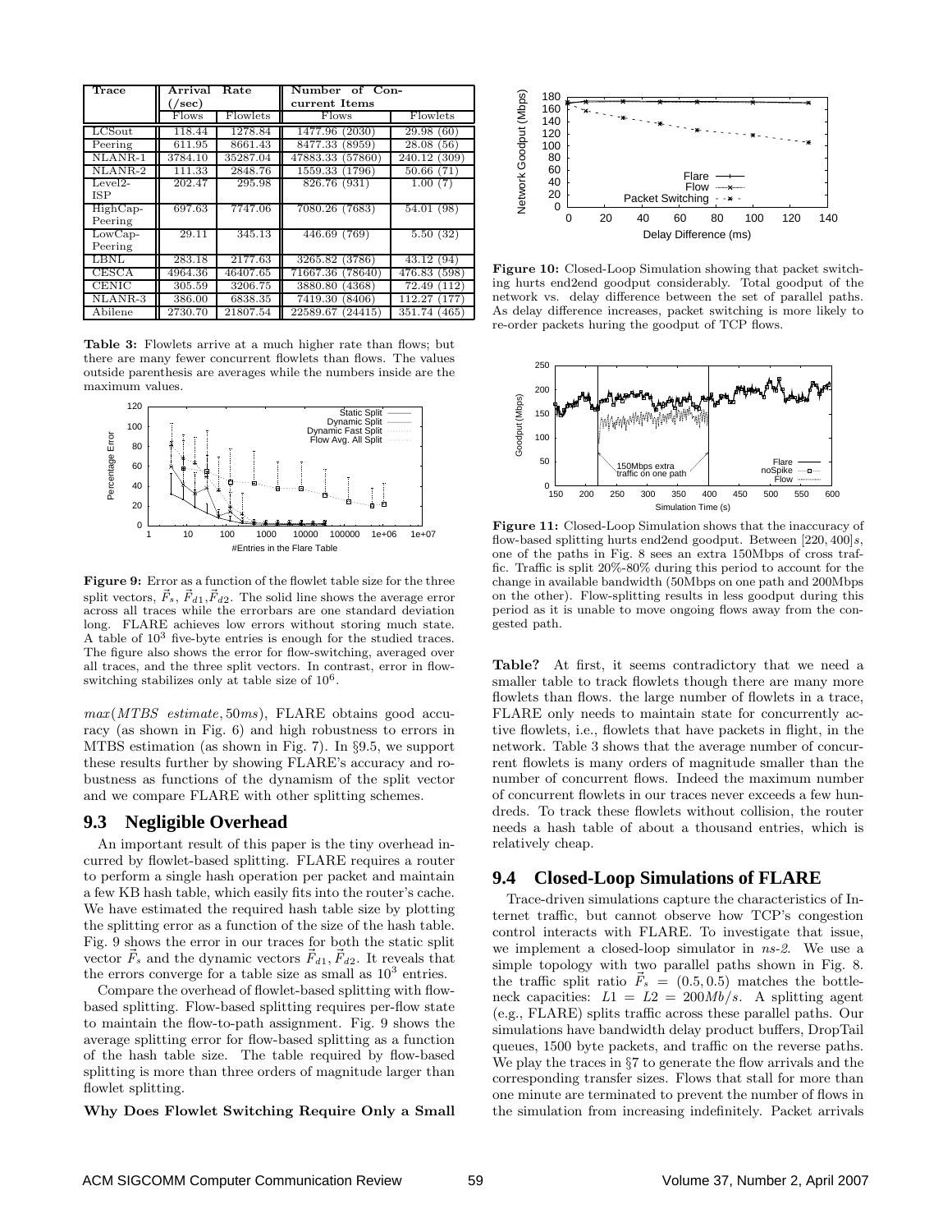| Trace | Arrival Rate (/sec) | | Number of Concurrent Items | |
|---|---|---|---|---|
| | Flows | Flowlets | Flows | Flowlets |
| LCSout | 118.44 | 1278.84 | 1477.96 (2030) | 29.98 (60) |
| Peering | 611.95 | 8661.43 | 8477.33 (8959) | 28.08 (56) |
| NLANR-1 | 3784.10 | 35287.04 | 47883.33 (57860) | 240.12 (309) |
| NLANR-2 | 111.33 | 2848.76 | 1559.33 (1796) | 50.66 (71) |
| Level2-ISP | 202.47 | 295.98 | 826.76 (931) | 1.00 (7) |
| HighCap-Peering | 697.63 | 7747.06 | 7080.26 (7683) | 54.01 (98) |
| LowCap-Peering | 29.11 | 345.13 | 446.69 (769) | 5.50 (32) |
| LBNL | 283.18 | 2177.63 | 3265.82 (3786) | 43.12 (94) |
| CESCA | 4964.36 | 46407.65 | 71667.36 (78640) | 476.83 (598) |
| CENIC | 305.59 | 3206.75 | 3880.80 (4368) | 72.49 (112) |
| NLANR-3 | 386.00 | 6838.35 | 7419.30 (8406) | 112.27 (177) |
| Abilene | 2730.70 | 21807.54 | 22589.67 (24415) | 351.74 (465) |

**Table 3:** Flowlets arrive at a much higher rate than flows; but there are many fewer concurrent flowlets than flows. The values outside parenthesis are averages while the numbers inside are the maximum values.

**Figure 9:** Error as a function of the flowlet table size for the three split vectors, $\vec{F}_s$, $\vec{F}_{d1}$,$\vec{F}_{d2}$. The solid line shows the average error across all traces while the errorbars are one standard deviation long. FLARE achieves low errors without storing much state. A table of $10^3$ five-byte entries is enough for the studied traces. The figure also shows the error for flow-switching, averaged over all traces, and the three split vectors. In contrast, error in flow-switching stabilizes only at table size of $10^6$.

$max(MTBS\ estimate, 50ms)$, FLARE obtains good accuracy (as shown in Fig. 6) and high robustness to errors in MTBS estimation (as shown in Fig. 7). In §9.5, we support these results further by showing FLARE's accuracy and robustness as functions of the dynamism of the split vector and we compare FLARE with other splitting schemes.

## 9.3 Negligible Overhead

An important result of this paper is the tiny overhead incurred by flowlet-based splitting. FLARE requires a router to perform a single hash operation per packet and maintain a few KB hash table, which easily fits into the router's cache. We have estimated the required hash table size by plotting the splitting error as a function of the size of the hash table. Fig. 9 shows the error in our traces for both the static split vector $\vec{F}_s$ and the dynamic vectors $\vec{F}_{d1}, \vec{F}_{d2}$. It reveals that the errors converge for a table size as small as $10^3$ entries.

Compare the overhead of flowlet-based splitting with flow-based splitting. Flow-based splitting requires per-flow state to maintain the flow-to-path assignment. Fig. 9 shows the average splitting error for flow-based splitting as a function of the hash table size. The table required by flow-based splitting is more than three orders of magnitude larger than flowlet splitting.

**Why Does Flowlet Switching Require Only a Small Table?** At first, it seems contradictory that we need a smaller table to track flowlets though there are many more flowlets than flows. the large number of flowlets in a trace, FLARE only needs to maintain state for concurrently active flowlets, i.e., flowlets that have packets in flight, in the network. Table 3 shows that the average number of concurrent flowlets is many orders of magnitude smaller than the number of concurrent flows. Indeed the maximum number of concurrent flowlets in our traces never exceeds a few hundreds. To track these flowlets without collision, the router needs a hash table of about a thousand entries, which is relatively cheap.

**Figure 10:** Closed-Loop Simulation showing that packet switching hurts end2end goodput considerably. Total goodput of the network vs. delay difference between the set of parallel paths. As delay difference increases, packet switching is more likely to re-order packets huring the goodput of TCP flows.

**Figure 11:** Closed-Loop Simulation shows that the inaccuracy of flow-based splitting hurts end2end goodput. Between $[220, 400]s$, one of the paths in Fig. 8 sees an extra 150Mbps of cross traffic. Traffic is split 20%-80% during this period to account for the change in available bandwidth (50Mbps on one path and 200Mbps on the other). Flow-splitting results in less goodput during this period as it is unable to move ongoing flows away from the congested path.

## 9.4 Closed-Loop Simulations of FLARE

Trace-driven simulations capture the characteristics of Internet traffic, but cannot observe how TCP's congestion control interacts with FLARE. To investigate that issue, we implement a closed-loop simulator in *ns-2*. We use a simple topology with two parallel paths shown in Fig. 8. the traffic split ratio $\vec{F}_s = (0.5, 0.5)$ matches the bottleneck capacities: $L1 = L2 = 200Mb/s$. A splitting agent (e.g., FLARE) splits traffic across these parallel paths. Our simulations have bandwidth delay product buffers, DropTail queues, 1500 byte packets, and traffic on the reverse paths. We play the traces in §7 to generate the flow arrivals and the corresponding transfer sizes. Flows that stall for more than one minute are terminated to prevent the number of flows in the simulation from increasing indefinitely. Packet arrivals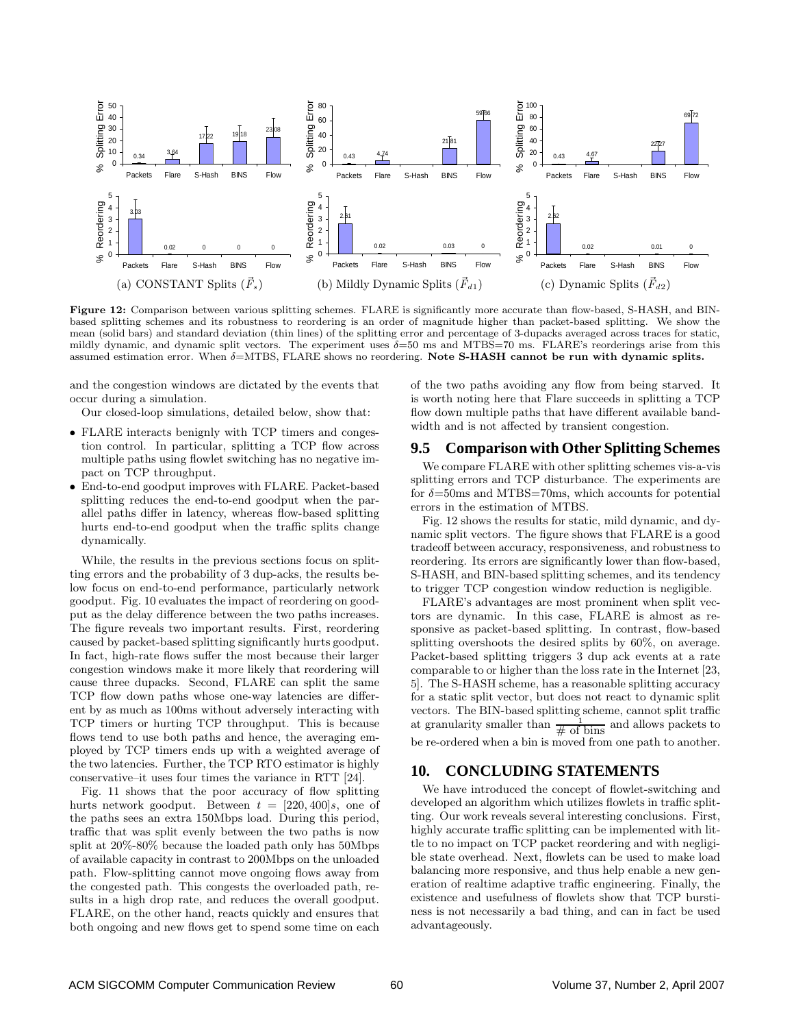(a) CONSTANT Splits ($\vec{F}_s$) (b) Mildly Dynamic Splits ($\vec{F}_{d1}$) (c) Dynamic Splits ($\vec{F}_{d2}$)

**Figure 12:** Comparison between various splitting schemes. FLARE is significantly more accurate than flow-based, S-HASH, and BIN-based splitting schemes and its robustness to reordering is an order of magnitude higher than packet-based splitting. We show the mean (solid bars) and standard deviation (thin lines) of the splitting error and percentage of 3-dupacks averaged across traces for static, mildly dynamic, and dynamic split vectors. The experiment uses $\delta$=50 ms and MTBS=70 ms. FLARE's reorderings arise from this assumed estimation error. When $\delta$=MTBS, FLARE shows no reordering. **Note S-HASH cannot be run with dynamic splits.**

and the congestion windows are dictated by the events that occur during a simulation.

Our closed-loop simulations, detailed below, show that:

- FLARE interacts benignly with TCP timers and congestion control. In particular, splitting a TCP flow across multiple paths using flowlet switching has no negative impact on TCP throughput.
- End-to-end goodput improves with FLARE. Packet-based splitting reduces the end-to-end goodput when the parallel paths differ in latency, whereas flow-based splitting hurts end-to-end goodput when the traffic splits change dynamically.

While, the results in the previous sections focus on splitting errors and the probability of 3 dup-acks, the results below focus on end-to-end performance, particularly network goodput. Fig. 10 evaluates the impact of reordering on goodput as the delay difference between the two paths increases. The figure reveals two important results. First, reordering caused by packet-based splitting significantly hurts goodput. In fact, high-rate flows suffer the most because their larger congestion windows make it more likely that reordering will cause three dupacks. Second, FLARE can split the same TCP flow down paths whose one-way latencies are different by as much as 100ms without adversely interacting with TCP timers or hurting TCP throughput. This is because flows tend to use both paths and hence, the averaging employed by TCP timers ends up with a weighted average of the two latencies. Further, the TCP RTO estimator is highly conservative–it uses four times the variance in RTT [24].

Fig. 11 shows that the poor accuracy of flow splitting hurts network goodput. Between $t = [220, 400]s$, one of the paths sees an extra 150Mbps load. During this period, traffic that was split evenly between the two paths is now split at 20%-80% because the loaded path only has 50Mbps of available capacity in contrast to 200Mbps on the unloaded path. Flow-splitting cannot move ongoing flows away from the congested path. This congests the overloaded path, results in a high drop rate, and reduces the overall goodput. FLARE, on the other hand, reacts quickly and ensures that both ongoing and new flows get to spend some time on each of the two paths avoiding any flow from being starved. It is worth noting here that Flare succeeds in splitting a TCP flow down multiple paths that have different available bandwidth and is not affected by transient congestion.

## 9.5 Comparison with Other Splitting Schemes

We compare FLARE with other splitting schemes vis-a-vis splitting errors and TCP disturbance. The experiments are for $\delta$=50ms and MTBS=70ms, which accounts for potential errors in the estimation of MTBS.

Fig. 12 shows the results for static, mild dynamic, and dynamic split vectors. The figure shows that FLARE is a good tradeoff between accuracy, responsiveness, and robustness to reordering. Its errors are significantly lower than flow-based, S-HASH, and BIN-based splitting schemes, and its tendency to trigger TCP congestion window reduction is negligible.

FLARE's advantages are most prominent when split vectors are dynamic. In this case, FLARE is almost as responsive as packet-based splitting. In contrast, flow-based splitting overshoots the desired splits by 60%, on average. Packet-based splitting triggers 3 dup ack events at a rate comparable to or higher than the loss rate in the Internet [23, 5]. The S-HASH scheme, has a reasonable splitting accuracy for a static split vector, but does not react to dynamic split vectors. The BIN-based splitting scheme, cannot split traffic at granularity smaller than $\frac{1}{\#\text{ of bins}}$ and allows packets to be re-ordered when a bin is moved from one path to another.

## 10. CONCLUDING STATEMENTS

We have introduced the concept of flowlet-switching and developed an algorithm which utilizes flowlets in traffic splitting. Our work reveals several interesting conclusions. First, highly accurate traffic splitting can be implemented with little to no impact on TCP packet reordering and with negligible state overhead. Next, flowlets can be used to make load balancing more responsive, and thus help enable a new generation of realtime adaptive traffic engineering. Finally, the existence and usefulness of flowlets show that TCP burstiness is not necessarily a bad thing, and can in fact be used advantageously.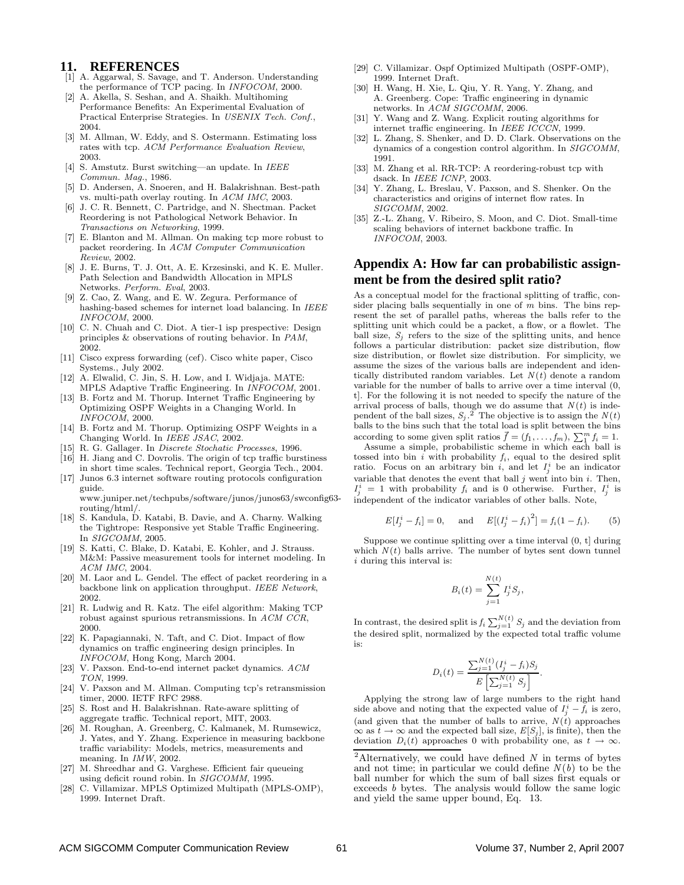## 11. REFERENCES

[1] A. Aggarwal, S. Savage, and T. Anderson. Understanding the performance of TCP pacing. In *INFOCOM*, 2000.

[2] A. Akella, S. Seshan, and A. Shaikh. Multihoming Performance Benefits: An Experimental Evaluation of Practical Enterprise Strategies. In *USENIX Tech. Conf.*, 2004.

[3] M. Allman, W. Eddy, and S. Ostermann. Estimating loss rates with tcp. *ACM Performance Evaluation Review*, 2003.

[4] S. Amstutz. Burst switching—an update. In *IEEE Commun. Mag.*, 1986.

[5] D. Andersen, A. Snoeren, and H. Balakrishnan. Best-path vs. multi-path overlay routing. In *ACM IMC*, 2003.

[6] J. C. R. Bennett, C. Partridge, and N. Shectman. Packet Reordering is not Pathological Network Behavior. In *Transactions on Networking*, 1999.

[7] E. Blanton and M. Allman. On making tcp more robust to packet reordering. In *ACM Computer Communication Review*, 2002.

[8] J. E. Burns, T. J. Ott, A. E. Krzesinski, and K. E. Muller. Path Selection and Bandwidth Allocation in MPLS Networks. *Perform. Eval*, 2003.

[9] Z. Cao, Z. Wang, and E. W. Zegura. Performance of hashing-based schemes for internet load balancing. In *IEEE INFOCOM*, 2000.

[10] C. N. Chuah and C. Diot. A tier-1 isp prespective: Design principles & observations of routing behavior. In *PAM*, 2002.

[11] Cisco express forwarding (cef). Cisco white paper, Cisco Systems., July 2002.

[12] A. Elwalid, C. Jin, S. H. Low, and I. Widjaja. MATE: MPLS Adaptive Traffic Engineering. In *INFOCOM*, 2001.

[13] B. Fortz and M. Thorup. Internet Traffic Engineering by Optimizing OSPF Weights in a Changing World. In *INFOCOM*, 2000.

[14] B. Fortz and M. Thorup. Optimizing OSPF Weights in a Changing World. In *IEEE JSAC*, 2002.

[15] R. G. Gallager. In *Discrete Stochatic Processes*, 1996.

[16] H. Jiang and C. Dovrolis. The origin of tcp traffic burstiness in short time scales. Technical report, Georgia Tech., 2004.

[17] Junos 6.3 internet software routing protocols configuration guide. www.juniper.net/techpubs/software/junos/junos63/swconfig63-routing/html/.

[18] S. Kandula, D. Katabi, B. Davie, and A. Charny. Walking the Tightrope: Responsive yet Stable Traffic Engineering. In *SIGCOMM*, 2005.

[19] S. Katti, C. Blake, D. Katabi, E. Kohler, and J. Strauss. M&M: Passive measurement tools for internet modeling. In *ACM IMC*, 2004.

[20] M. Laor and L. Gendel. The effect of packet reordering in a backbone link on application throughput. *IEEE Network*, 2002.

[21] R. Ludwig and R. Katz. The eifel algorithm: Making TCP robust against spurious retransmissions. In *ACM CCR*, 2000.

[22] K. Papagiannaki, N. Taft, and C. Diot. Impact of flow dynamics on traffic engineering design principles. In *INFOCOM*, Hong Kong, March 2004.

[23] V. Paxson. End-to-end internet packet dynamics. *ACM TON*, 1999.

[24] V. Paxson and M. Allman. Computing tcp's retransmission timer, 2000. IETF RFC 2988.

[25] S. Rost and H. Balakrishnan. Rate-aware splitting of aggregate traffic. Technical report, MIT, 2003.

[26] M. Roughan, A. Greenberg, C. Kalmanek, M. Rumsewicz, J. Yates, and Y. Zhang. Experience in measuring backbone traffic variability: Models, metrics, measurements and meaning. In *IMW*, 2002.

[27] M. Shreedhar and G. Varghese. Efficient fair queueing using deficit round robin. In *SIGCOMM*, 1995.

[28] C. Villamizar. MPLS Optimized Multipath (MPLS-OMP), 1999. Internet Draft.

[29] C. Villamizar. Ospf Optimized Multipath (OSPF-OMP), 1999. Internet Draft.

[30] H. Wang, H. Xie, L. Qiu, Y. R. Yang, Y. Zhang, and A. Greenberg. Cope: Traffic engineering in dynamic networks. In *ACM SIGCOMM*, 2006.

[31] Y. Wang and Z. Wang. Explicit routing algorithms for internet traffic engineering. In *IEEE ICCCN*, 1999.

[32] L. Zhang, S. Shenker, and D. D. Clark. Observations on the dynamics of a congestion control algorithm. In *SIGCOMM*, 1991.

[33] M. Zhang et al. RR-TCP: A reordering-robust tcp with dsack. In *IEEE ICNP*, 2003.

[34] Y. Zhang, L. Breslau, V. Paxson, and S. Shenker. On the characteristics and origins of internet flow rates. In *SIGCOMM*, 2002.

[35] Z.-L. Zhang, V. Ribeiro, S. Moon, and C. Diot. Small-time scaling behaviors of internet backbone traffic. In *INFOCOM*, 2003.

## Appendix A: How far can probabilistic assignment be from the desired split ratio?

As a conceptual model for the fractional splitting of traffic, consider placing balls sequentially in one of $m$ bins. The bins represent the set of parallel paths, whereas the balls refer to the splitting unit which could be a packet, a flow, or a flowlet. The ball size, $S_j$ refers to the size of the splitting units, and hence follows a particular distribution: packet size distribution, flow size distribution, or flowlet size distribution. For simplicity, we assume the sizes of the various balls are independent and identically distributed random variables. Let $N(t)$ denote a random variable for the number of balls to arrive over a time interval (0, t]. For the following it is not needed to specify the nature of the arrival process of balls, though we do assume that $N(t)$ is independent of the ball sizes, $S_j$.[2] The objective is to assign the $N(t)$ balls to the bins such that the total load is split between the bins according to some given split ratios $\vec{f} = (f_1, \ldots, f_m)$, $\sum_1^m f_i = 1$.

Assume a simple, probabilistic scheme in which each ball is tossed into bin $i$ with probability $f_i$, equal to the desired split ratio. Focus on an arbitrary bin $i$, and let $I_j^i$ be an indicator variable that denotes the event that ball $j$ went into bin $i$. Then, $I_j^i = 1$ with probability $f_i$ and is 0 otherwise. Further, $I_j^i$ is independent of the indicator variables of other balls. Note,

$$E[I_j^i - f_i] = 0, \quad \text{and} \quad E[(I_j^i - f_i)^2] = f_i(1 - f_i). \tag{5}$$

Suppose we continue splitting over a time interval (0, t] during which $N(t)$ balls arrive. The number of bytes sent down tunnel $i$ during this interval is:

$$B_i(t) = \sum_{j=1}^{N(t)} I_j^i S_j,$$

In contrast, the desired split is $f_i \sum_{j=1}^{N(t)} S_j$ and the deviation from the desired split, normalized by the expected total traffic volume is:

$$D_i(t) = \frac{\sum_{j=1}^{N(t)} (I_j^i - f_i) S_j}{E\left[\sum_{j=1}^{N(t)} S_j\right]}.$$

Applying the strong law of large numbers to the right hand side above and noting that the expected value of $I_j^i - f_i$ is zero, (and given that the number of balls to arrive, $N(t)$ approaches $\infty$ as $t \to \infty$ and the expected ball size, $E[S_j]$, is finite), then the deviation $D_i(t)$ approaches 0 with probability one, as $t \to \infty$.

[2] Alternatively, we could have defined $N$ in terms of bytes and not time; in particular we could define $N(b)$ to be the ball number for which the sum of ball sizes first equals or exceeds $b$ bytes. The analysis would follow the same logic and yield the same upper bound, Eq. 13.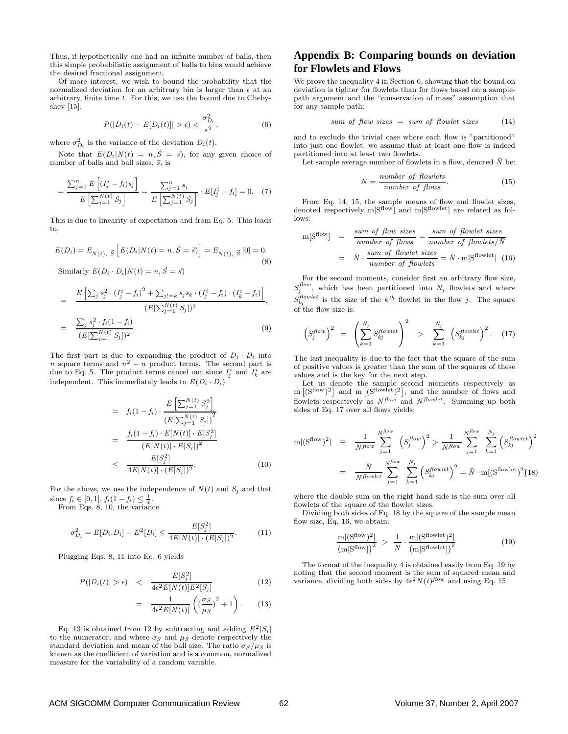Thus, if hypothetically one had an infinite number of balls, then this simple probabilistic assignment of balls to bins would achieve the desired fractional assignment.

Of more interest, we wish to bound the probability that the normalized deviation for an arbitrary bin is larger than $\epsilon$ at an arbitrary, finite time $t$. For this, we use the bound due to Chebyshev [15]:

$$P(|D_i(t) - E[D_i(t)]| > \epsilon) < \frac{\sigma^2_{D_i}}{\epsilon^2}, \tag{6}$$

where $\sigma^2_{D_i}$ is the variance of the deviation $D_i(t)$.

Note that $E(D_i|N(t) = n, \vec{S} = \vec{s})$, for any given choice of number of balls and ball sizes, $\vec{s}$, is

$$= \frac{\sum_{j=1}^{n} E\left[(I^i_j - f_i)s_j\right]}{E\left[\sum_{j=1}^{N(t)} S_j\right]} = \frac{\sum_{j=1}^{n} s_j}{E\left[\sum_{j=1}^{N(t)} S_j\right]} \cdot E[I^i_j - f_i] = 0. \tag{7}$$

This is due to linearity of expectation and from Eq. 5. This leads to,

$$E(D_i) = E_{N(t),\ \vec{S}}\left[E(D_i|N(t) = n, \vec{S} = \vec{s})\right] = E_{N(t),\ \vec{S}}\,[0] = 0. \tag{8}$$

Similarly $E(D_i \cdot D_i|N(t) = n, \vec{S} = \vec{s})$

$$\begin{aligned}
&= \frac{E\left[\sum_j s_j^2 \cdot (I^i_j - f_i)^2 + \sum_{j!=k} s_j s_k \cdot (I^i_j - f_i) \cdot (I^i_k - f_i)\right]}{(E[\sum_{j=1}^{N(t)} S_j])^2}, \\
&= \frac{\sum_j s_j^2 \cdot f_i(1 - f_i)}{(E[\sum_{j=1}^{N(t)} S_j])^2}. \qquad (9)
\end{aligned}$$

The first part is due to expanding the product of $D_i \cdot D_i$ into $n$ square terms and $n^2 - n$ product terms. The second part is due to Eq. 5. The product terms cancel out since $I^i_j$ and $I^i_k$ are independent. This immediately leads to $E(D_i \cdot D_i)$

$$\begin{aligned}
&= f_i(1 - f_i) \cdot \frac{E\left[\sum_{j=1}^{N(t)} S_j^2\right]}{\left(E[\sum_{j=1}^{N(t)} S_j]\right)^2} \\
&= \frac{f_i(1 - f_i) \cdot E[N(t)] \cdot E[S_j^2]}{\left(E[N(t)] \cdot E[S_j]\right)^2} \\
&\leq \frac{E[S_j^2]}{4E[N(t)] \cdot (E[S_j])^2}. \qquad (10)
\end{aligned}$$

For the above, we use the independence of $N(t)$ and $S_j$ and that since $f_i \in [0, 1]$, $f_i(1 - f_i) \leq \frac{1}{4}$.

From Eqs. 8, 10, the variance

$$\sigma^2_{D_i} = E[D_i.D_i] - E^2[D_i] \leq \frac{E[S_j^2]}{4E[N(t)] \cdot (E[S_j])^2}. \tag{11}$$

Plugging Eqs. 8, 11 into Eq. 6 yields

$$\begin{aligned}
P(|D_i(t)| > \epsilon) &< \frac{E[S_j^2]}{4\epsilon^2 E[N(t)] E^2[S_j]} \qquad (12) \\
&= \frac{1}{4\epsilon^2 E[N(t)]}\left(\left(\frac{\sigma_S}{\mu_S}\right)^2 + 1\right). \qquad (13)
\end{aligned}$$

Eq. 13 is obtained from 12 by subtracting and adding $E^2[S_j]$ to the numerator, and where $\sigma_S$ and $\mu_S$ denote respectively the standard deviation and mean of the ball size. The ratio $\sigma_S/\mu_S$ is known as the coefficient of variation and is a common, normalized measure for the variability of a random variable.

## Appendix B: Comparing bounds on deviation for Flowlets and Flows

We prove the inequality 4 in Section 6, showing that the bound on deviation is tighter for flowlets than for flows based on a sample-path argument and the "conservation of mass" assumption that for any sample path:

$$\textit{sum of flow sizes} \;=\; \textit{sum of flowlet sizes} \tag{14}$$

and to exclude the trivial case where each flow is "partitioned" into just one flowlet, we assume that at least one flow is indeed partitioned into at least two flowlets.

Let sample average number of flowlets in a flow, denoted $\bar{N}$ be:

$$\bar{N} = \frac{\textit{number of flowlets}}{\textit{number of flows}}. \tag{15}$$

From Eq. 14, 15, the sample means of flow and flowlet sizes, denoted respectively $\mathrm{m}[\mathrm{S}^{\mathrm{flow}}]$ and $\mathrm{m}[\mathrm{S}^{\mathrm{flowlet}}]$ are related as follows:

$$\begin{aligned}
\mathrm{m}[\mathrm{S}^{\mathrm{flow}}] &= \frac{\textit{sum of flow sizes}}{\textit{number of flows}} = \frac{\textit{sum of flowlet sizes}}{\textit{number of flowlets}/\bar{N}} \\
&= \bar{N} \cdot \frac{\textit{sum of flowlet sizes}}{\textit{number of flowlets}} = \bar{N} \cdot \mathrm{m}[\mathrm{S}^{\mathrm{flowlet}}] \qquad (16)
\end{aligned}$$

For the second moments, consider first an arbitrary flow size, $S_j^{flow}$, which has been partitioned into $N_j$ flowlets and where $S_{kj}^{flowlet}$ is the size of the $k^{th}$ flowlet in the flow $j$. The square of the flow size is:

$$\left(S_j^{flow}\right)^2 = \left(\sum_{k=1}^{N_j} S_{kj}^{flowlet}\right)^2 > \sum_{k=1}^{N_j} \left(S_{kj}^{flowlet}\right)^2. \tag{17}$$

The last inequality is due to the fact that the square of the sum of positive values is greater than the sum of the squares of these values and is the key for the next step.

Let us denote the sample second moments respectively as $\mathrm{m}\left[(\mathrm{S}^{\mathrm{flow}})^2\right]$ and $\mathrm{m}\left[(\mathrm{S}^{\mathrm{flowlet}})^2\right]$, and the number of flows and flowlets respectively as $N^{flow}$ and $N^{flowlet}$. Summing up both sides of Eq. 17 over all flows yields:

$$\begin{aligned}
\mathrm{m}[(\mathrm{S}^{\mathrm{flow}})^2] &\equiv \frac{1}{N^{flow}} \sum_{j=1}^{N^{flow}} \left(S_j^{flow}\right)^2 > \frac{1}{N^{flow}} \sum_{j=1}^{N^{flow}} \sum_{k=1}^{N_j} \left(S_{kj}^{flowlet}\right)^2 \\
&= \frac{\bar{N}}{N^{flowlet}} \sum_{j=1}^{N^{flow}} \sum_{k=1}^{N_j} \left(S_{kj}^{flowlet}\right)^2 = \bar{N} \cdot \mathrm{m}[(\mathrm{S}^{\mathrm{flowlet}})^2] \qquad (18)
\end{aligned}$$

where the double sum on the right hand side is the sum over all flowlets of the square of the flowlet sizes.

Dividing both sides of Eq. 18 by the square of the sample mean flow size, Eq. 16, we obtain:

$$\frac{\mathrm{m}[(\mathrm{S}^{\mathrm{flow}})^2]}{\left(\mathrm{m}[\mathrm{S}^{\mathrm{flow}}]\right)^2} > \frac{1}{\bar{N}} \cdot \frac{\mathrm{m}[(\mathrm{S}^{\mathrm{flowlet}})^2]}{\left(\mathrm{m}[\mathrm{S}^{\mathrm{flowlet}}]\right)^2} \tag{19}$$

The format of the inequality 4 is obtained easily from Eq. 19 by noting that the second moment is the sum of squared mean and variance, dividing both sides by $4\epsilon^2 N(t)^{flow}$ and using Eq. 15.